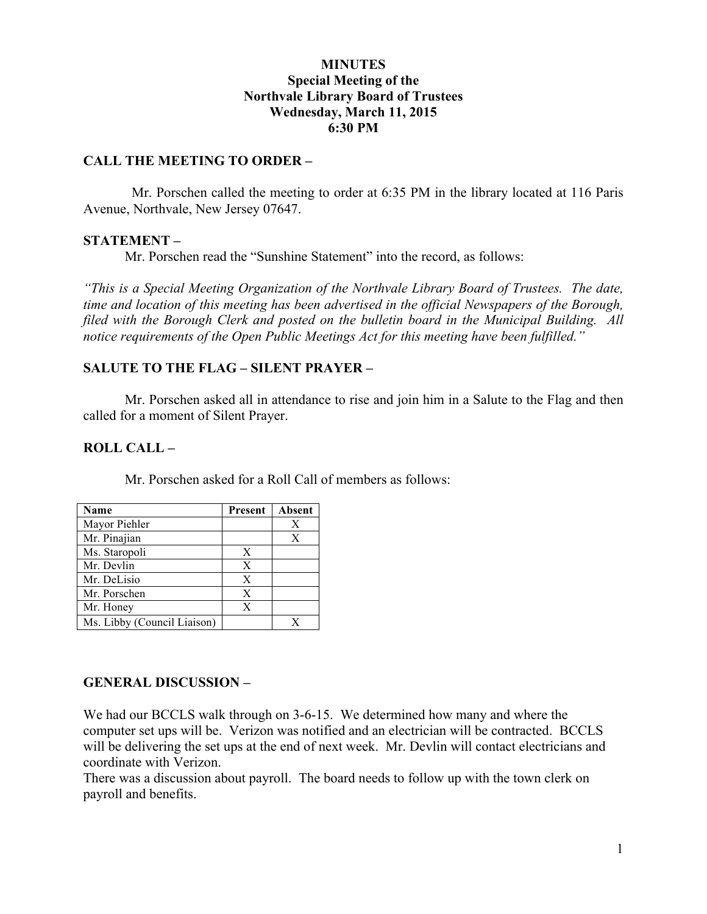# MINUTES
## Special Meeting of the Northvale Library Board of Trustees
### Wednesday, March 11, 2015
### 6:30 PM

**CALL THE MEETING TO ORDER –**

Mr. Porschen called the meeting to order at 6:35 PM in the library located at 116 Paris Avenue, Northvale, New Jersey 07647.

**STATEMENT –**

Mr. Porschen read the "Sunshine Statement" into the record, as follows:

*"This is a Special Meeting Organization of the Northvale Library Board of Trustees. The date, time and location of this meeting has been advertised in the official Newspapers of the Borough, filed with the Borough Clerk and posted on the bulletin board in the Municipal Building. All notice requirements of the Open Public Meetings Act for this meeting have been fulfilled."*

**SALUTE TO THE FLAG – SILENT PRAYER –**

Mr. Porschen asked all in attendance to rise and join him in a Salute to the Flag and then called for a moment of Silent Prayer.

**ROLL CALL –**

Mr. Porschen asked for a Roll Call of members as follows:

| Name | Present | Absent |
|---|---|---|
| Mayor Piehler | | X |
| Mr. Pinajian | | X |
| Ms. Staropoli | X | |
| Mr. Devlin | X | |
| Mr. DeLisio | X | |
| Mr. Porschen | X | |
| Mr. Honey | X | |
| Ms. Libby (Council Liaison) | | X |

**GENERAL DISCUSSION –**

We had our BCCLS walk through on 3-6-15. We determined how many and where the computer set ups will be. Verizon was notified and an electrician will be contracted. BCCLS will be delivering the set ups at the end of next week. Mr. Devlin will contact electricians and coordinate with Verizon.

There was a discussion about payroll. The board needs to follow up with the town clerk on payroll and benefits.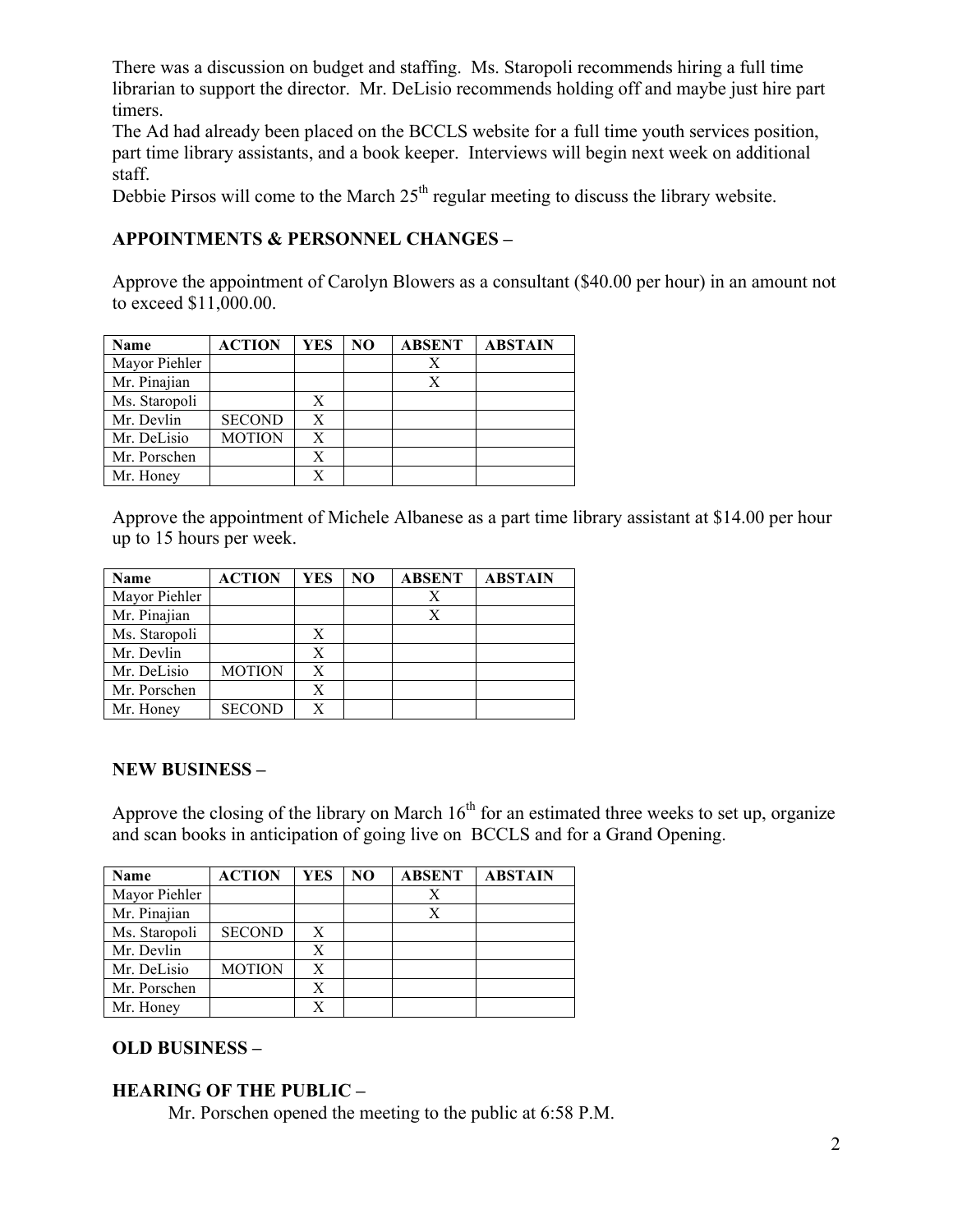There was a discussion on budget and staffing. Ms. Staropoli recommends hiring a full time librarian to support the director. Mr. DeLisio recommends holding off and maybe just hire part timers.

The Ad had already been placed on the BCCLS website for a full time youth services position, part time library assistants, and a book keeper. Interviews will begin next week on additional staff.

Debbie Pirsos will come to the March 25th regular meeting to discuss the library website.

**APPOINTMENTS & PERSONNEL CHANGES –**

Approve the appointment of Carolyn Blowers as a consultant ($40.00 per hour) in an amount not to exceed $11,000.00.

| Name | ACTION | YES | NO | ABSENT | ABSTAIN |
|---|---|---|---|---|---|
| Mayor Piehler | | | | X | |
| Mr. Pinajian | | | | X | |
| Ms. Staropoli | | X | | | |
| Mr. Devlin | SECOND | X | | | |
| Mr. DeLisio | MOTION | X | | | |
| Mr. Porschen | | X | | | |
| Mr. Honey | | X | | | |

Approve the appointment of Michele Albanese as a part time library assistant at $14.00 per hour up to 15 hours per week.

| Name | ACTION | YES | NO | ABSENT | ABSTAIN |
|---|---|---|---|---|---|
| Mayor Piehler | | | | X | |
| Mr. Pinajian | | | | X | |
| Ms. Staropoli | | X | | | |
| Mr. Devlin | | X | | | |
| Mr. DeLisio | MOTION | X | | | |
| Mr. Porschen | | X | | | |
| Mr. Honey | SECOND | X | | | |

**NEW BUSINESS –**

Approve the closing of the library on March 16th for an estimated three weeks to set up, organize and scan books in anticipation of going live on BCCLS and for a Grand Opening.

| Name | ACTION | YES | NO | ABSENT | ABSTAIN |
|---|---|---|---|---|---|
| Mayor Piehler | | | | X | |
| Mr. Pinajian | | | | X | |
| Ms. Staropoli | SECOND | X | | | |
| Mr. Devlin | | X | | | |
| Mr. DeLisio | MOTION | X | | | |
| Mr. Porschen | | X | | | |
| Mr. Honey | | X | | | |

**OLD BUSINESS –**

**HEARING OF THE PUBLIC –**

Mr. Porschen opened the meeting to the public at 6:58 P.M.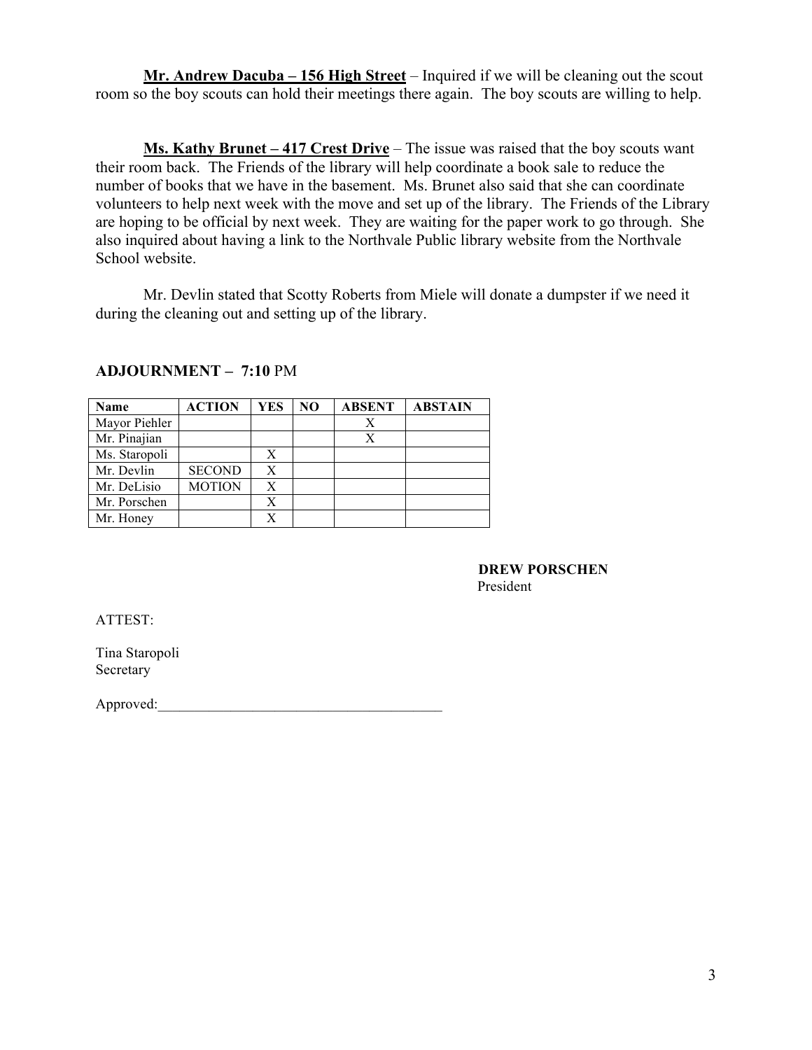**Mr. Andrew Dacuba – 156 High Street** – Inquired if we will be cleaning out the scout room so the boy scouts can hold their meetings there again. The boy scouts are willing to help.

**Ms. Kathy Brunet – 417 Crest Drive** – The issue was raised that the boy scouts want their room back. The Friends of the library will help coordinate a book sale to reduce the number of books that we have in the basement. Ms. Brunet also said that she can coordinate volunteers to help next week with the move and set up of the library. The Friends of the Library are hoping to be official by next week. They are waiting for the paper work to go through. She also inquired about having a link to the Northvale Public library website from the Northvale School website.

Mr. Devlin stated that Scotty Roberts from Miele will donate a dumpster if we need it during the cleaning out and setting up of the library.

## ADJOURNMENT – 7:10 PM

| Name | ACTION | YES | NO | ABSENT | ABSTAIN |
|---|---|---|---|---|---|
| Mayor Piehler | | | | X | |
| Mr. Pinajian | | | | X | |
| Ms. Staropoli | | X | | | |
| Mr. Devlin | SECOND | X | | | |
| Mr. DeLisio | MOTION | X | | | |
| Mr. Porschen | | X | | | |
| Mr. Honey | | X | | | |

**DREW PORSCHEN**
President

ATTEST:

Tina Staropoli
Secretary

Approved:________________________________________